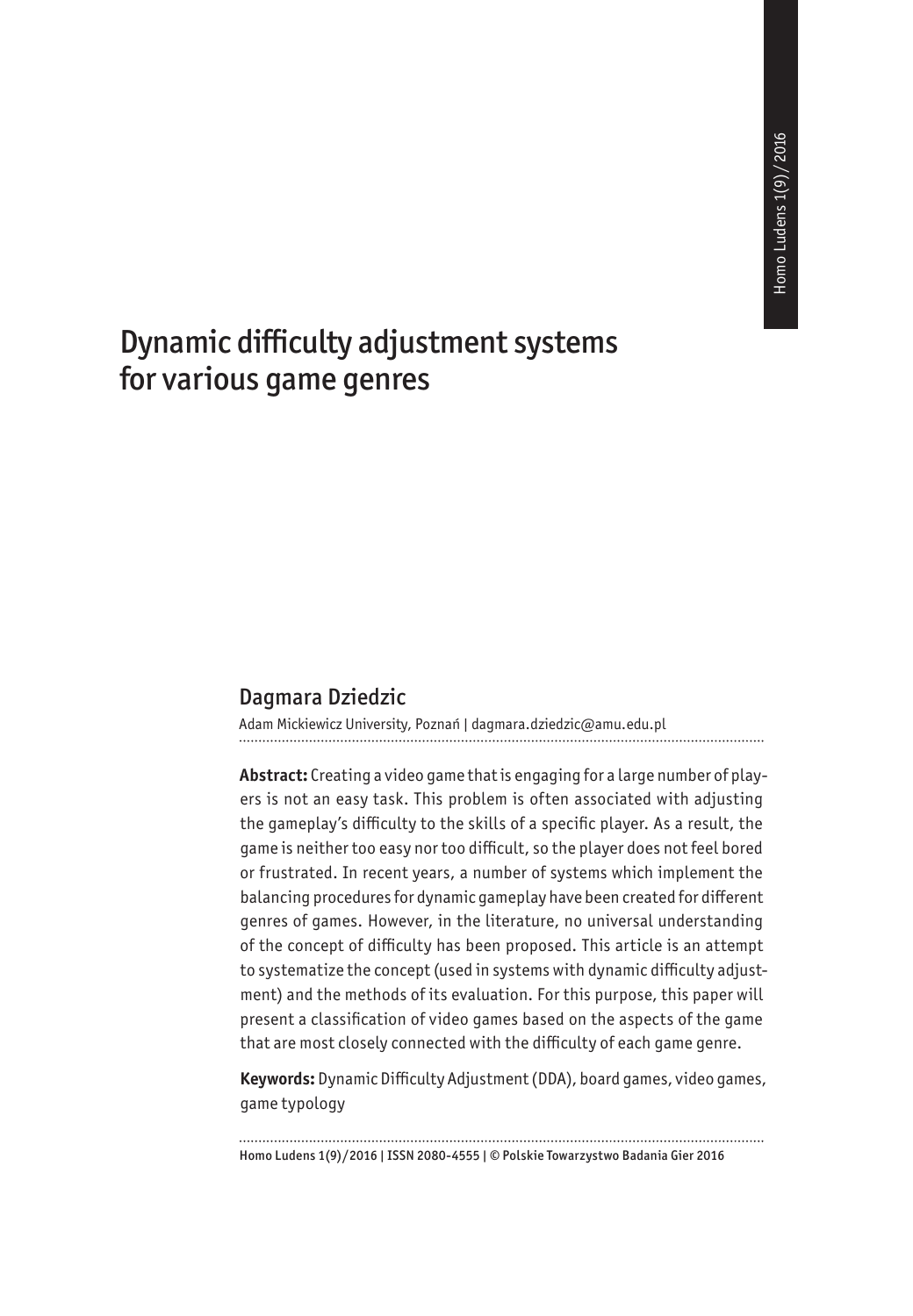# Dynamic difficulty adjustment systems for various game genres

## Dagmara Dziedzic

Adam Mickiewicz University, Poznań | dagmara.dziedzic@amu.edu.pl

**Abstract:** Creating a video game that is engaging for a large number of players is not an easy task. This problem is often associated with adjusting the gameplay's difficulty to the skills of a specific player. As a result, the game is neither too easy nor too difficult, so the player does not feel bored or frustrated. In recent years, a number of systems which implement the balancing procedures for dynamic gameplay have been created for different genres of games. However, in the literature, no universal understanding of the concept of difficulty has been proposed. This article is an attempt to systematize the concept (used in systems with dynamic difficulty adjustment) and the methods of its evaluation. For this purpose, this paper will present a classification of video games based on the aspects of the game that are most closely connected with the difficulty of each game genre.

**Keywords:** Dynamic Difficulty Adjustment (DDA), board games, video games, game typology

Homo Ludens 1(9)/2016 | ISSN 2080-4555 | © Polskie Towarzystwo Badania Gier 2016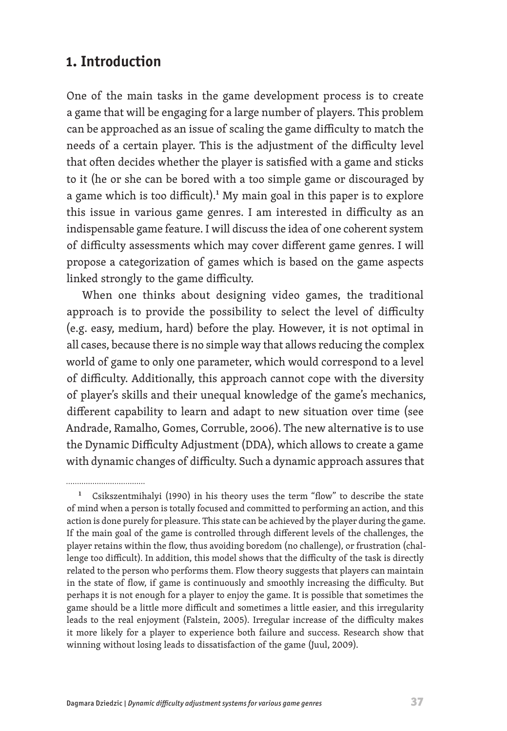## 1. Introduction

One of the main tasks in the game development process is to create a game that will be engaging for a large number of players. This problem can be approached as an issue of scaling the game difficulty to match the needs of a certain player. This is the adjustment of the difficulty level that often decides whether the player is satisfied with a game and sticks to it (he or she can be bored with a too simple game or discouraged by a game which is too difficult).[1] My main goal in this paper is to explore this issue in various game genres. I am interested in difficulty as an indispensable game feature. I will discuss the idea of one coherent system of difficulty assessments which may cover different game genres. I will propose a categorization of games which is based on the game aspects linked strongly to the game difficulty.

When one thinks about designing video games, the traditional approach is to provide the possibility to select the level of difficulty (e.g. easy, medium, hard) before the play. However, it is not optimal in all cases, because there is no simple way that allows reducing the complex world of game to only one parameter, which would correspond to a level of difficulty. Additionally, this approach cannot cope with the diversity of player's skills and their unequal knowledge of the game's mechanics, different capability to learn and adapt to new situation over time (see Andrade, Ramalho, Gomes, Corruble, 2006). The new alternative is to use the Dynamic Difficulty Adjustment (DDA), which allows to create a game with dynamic changes of difficulty. Such a dynamic approach assures that

[1] Csikszentmihalyi (1990) in his theory uses the term "flow" to describe the state of mind when a person is totally focused and committed to performing an action, and this action is done purely for pleasure. This state can be achieved by the player during the game. If the main goal of the game is controlled through different levels of the challenges, the player retains within the flow, thus avoiding boredom (no challenge), or frustration (challenge too difficult). In addition, this model shows that the difficulty of the task is directly related to the person who performs them. Flow theory suggests that players can maintain in the state of flow, if game is continuously and smoothly increasing the difficulty. But perhaps it is not enough for a player to enjoy the game. It is possible that sometimes the game should be a little more difficult and sometimes a little easier, and this irregularity leads to the real enjoyment (Falstein, 2005). Irregular increase of the difficulty makes it more likely for a player to experience both failure and success. Research show that winning without losing leads to dissatisfaction of the game (Juul, 2009).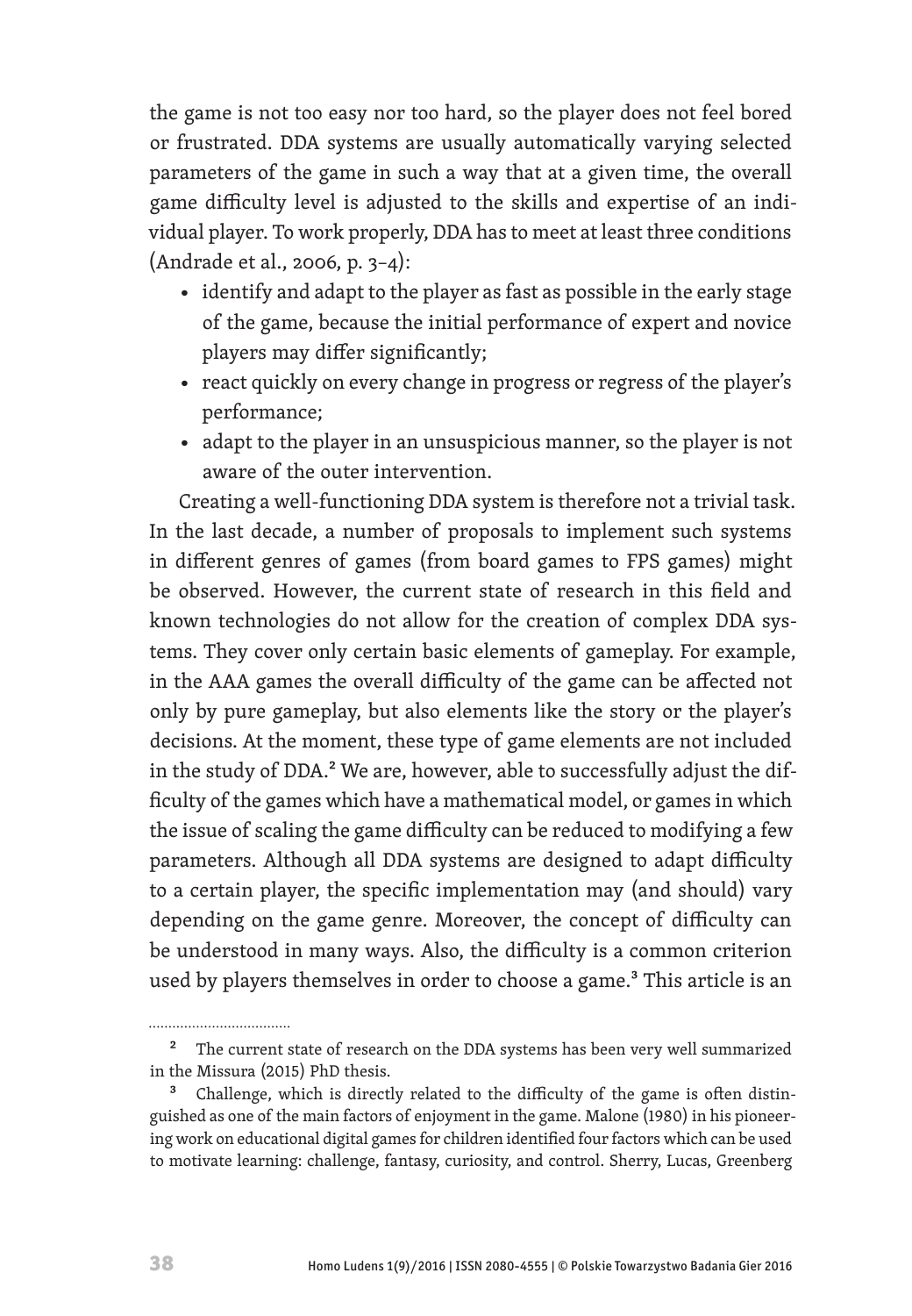the game is not too easy nor too hard, so the player does not feel bored or frustrated. DDA systems are usually automatically varying selected parameters of the game in such a way that at a given time, the overall game difficulty level is adjusted to the skills and expertise of an individual player. To work properly, DDA has to meet at least three conditions (Andrade et al., 2006, p. 3–4):

- identify and adapt to the player as fast as possible in the early stage of the game, because the initial performance of expert and novice players may differ significantly;
- react quickly on every change in progress or regress of the player's performance;
- adapt to the player in an unsuspicious manner, so the player is not aware of the outer intervention.

Creating a well-functioning DDA system is therefore not a trivial task. In the last decade, a number of proposals to implement such systems in different genres of games (from board games to FPS games) might be observed. However, the current state of research in this field and known technologies do not allow for the creation of complex DDA systems. They cover only certain basic elements of gameplay. For example, in the AAA games the overall difficulty of the game can be affected not only by pure gameplay, but also elements like the story or the player's decisions. At the moment, these type of game elements are not included in the study of DDA.[2] We are, however, able to successfully adjust the difficulty of the games which have a mathematical model, or games in which the issue of scaling the game difficulty can be reduced to modifying a few parameters. Although all DDA systems are designed to adapt difficulty to a certain player, the specific implementation may (and should) vary depending on the game genre. Moreover, the concept of difficulty can be understood in many ways. Also, the difficulty is a common criterion used by players themselves in order to choose a game.[3] This article is an

---

[2] The current state of research on the DDA systems has been very well summarized in the Missura (2015) PhD thesis.

[3] Challenge, which is directly related to the difficulty of the game is often distinguished as one of the main factors of enjoyment in the game. Malone (1980) in his pioneering work on educational digital games for children identified four factors which can be used to motivate learning: challenge, fantasy, curiosity, and control. Sherry, Lucas, Greenberg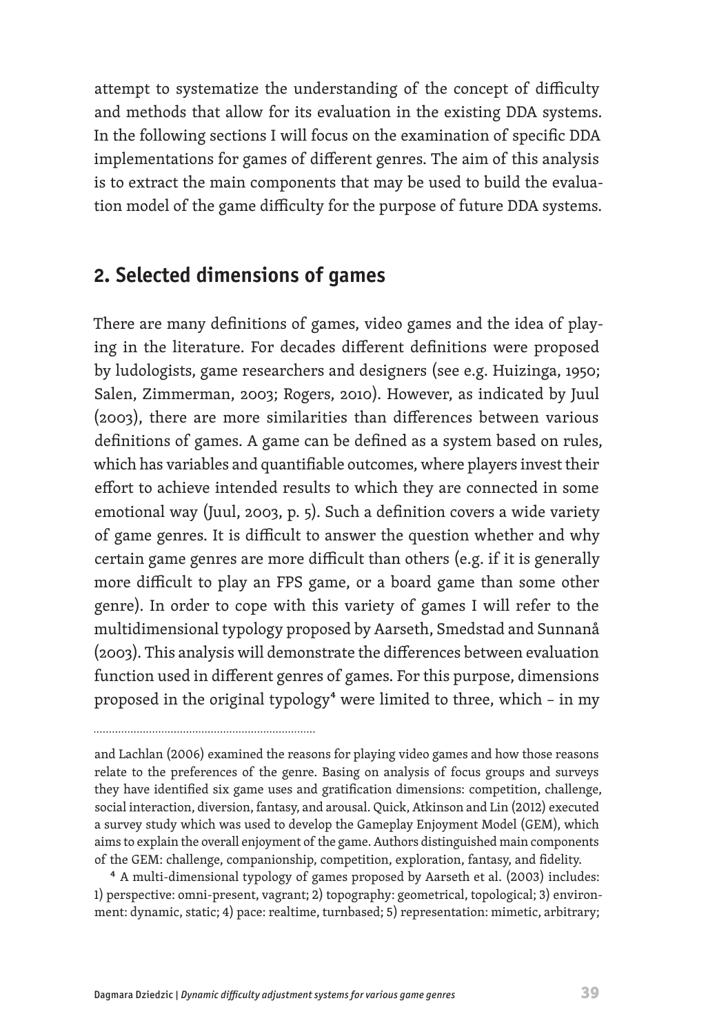attempt to systematize the understanding of the concept of difficulty and methods that allow for its evaluation in the existing DDA systems. In the following sections I will focus on the examination of specific DDA implementations for games of different genres. The aim of this analysis is to extract the main components that may be used to build the evaluation model of the game difficulty for the purpose of future DDA systems.

## 2. Selected dimensions of games

There are many definitions of games, video games and the idea of playing in the literature. For decades different definitions were proposed by ludologists, game researchers and designers (see e.g. Huizinga, 1950; Salen, Zimmerman, 2003; Rogers, 2010). However, as indicated by Juul (2003), there are more similarities than differences between various definitions of games. A game can be defined as a system based on rules, which has variables and quantifiable outcomes, where players invest their effort to achieve intended results to which they are connected in some emotional way (Juul, 2003, p. 5). Such a definition covers a wide variety of game genres. It is difficult to answer the question whether and why certain game genres are more difficult than others (e.g. if it is generally more difficult to play an FPS game, or a board game than some other genre). In order to cope with this variety of games I will refer to the multidimensional typology proposed by Aarseth, Smedstad and Sunnanå (2003). This analysis will demonstrate the differences between evaluation function used in different genres of games. For this purpose, dimensions proposed in the original typology[4] were limited to three, which – in my

---

and Lachlan (2006) examined the reasons for playing video games and how those reasons relate to the preferences of the genre. Basing on analysis of focus groups and surveys they have identified six game uses and gratification dimensions: competition, challenge, social interaction, diversion, fantasy, and arousal. Quick, Atkinson and Lin (2012) executed a survey study which was used to develop the Gameplay Enjoyment Model (GEM), which aims to explain the overall enjoyment of the game. Authors distinguished main components of the GEM: challenge, companionship, competition, exploration, fantasy, and fidelity.

[4] A multi-dimensional typology of games proposed by Aarseth et al. (2003) includes: 1) perspective: omni-present, vagrant; 2) topography: geometrical, topological; 3) environment: dynamic, static; 4) pace: realtime, turnbased; 5) representation: mimetic, arbitrary;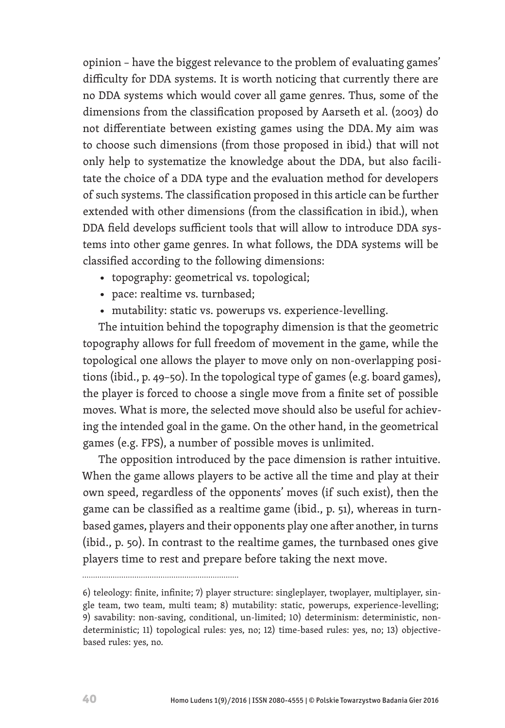opinion – have the biggest relevance to the problem of evaluating games' difficulty for DDA systems. It is worth noticing that currently there are no DDA systems which would cover all game genres. Thus, some of the dimensions from the classification proposed by Aarseth et al. (2003) do not differentiate between existing games using the DDA. My aim was to choose such dimensions (from those proposed in ibid.) that will not only help to systematize the knowledge about the DDA, but also facilitate the choice of a DDA type and the evaluation method for developers of such systems. The classification proposed in this article can be further extended with other dimensions (from the classification in ibid.), when DDA field develops sufficient tools that will allow to introduce DDA systems into other game genres. In what follows, the DDA systems will be classified according to the following dimensions:

- topography: geometrical vs. topological;
- pace: realtime vs. turnbased;
- mutability: static vs. powerups vs. experience-levelling.

The intuition behind the topography dimension is that the geometric topography allows for full freedom of movement in the game, while the topological one allows the player to move only on non-overlapping positions (ibid., p. 49–50). In the topological type of games (e.g. board games), the player is forced to choose a single move from a finite set of possible moves. What is more, the selected move should also be useful for achieving the intended goal in the game. On the other hand, in the geometrical games (e.g. FPS), a number of possible moves is unlimited.

The opposition introduced by the pace dimension is rather intuitive. When the game allows players to be active all the time and play at their own speed, regardless of the opponents' moves (if such exist), then the game can be classified as a realtime game (ibid., p. 51), whereas in turnbased games, players and their opponents play one after another, in turns (ibid., p. 50). In contrast to the realtime games, the turnbased ones give players time to rest and prepare before taking the next move.

---

6) teleology: finite, infinite; 7) player structure: singleplayer, twoplayer, multiplayer, single team, two team, multi team; 8) mutability: static, powerups, experience-levelling; 9) savability: non-saving, conditional, un-limited; 10) determinism: deterministic, nondeterministic; 11) topological rules: yes, no; 12) time-based rules: yes, no; 13) objective-based rules: yes, no.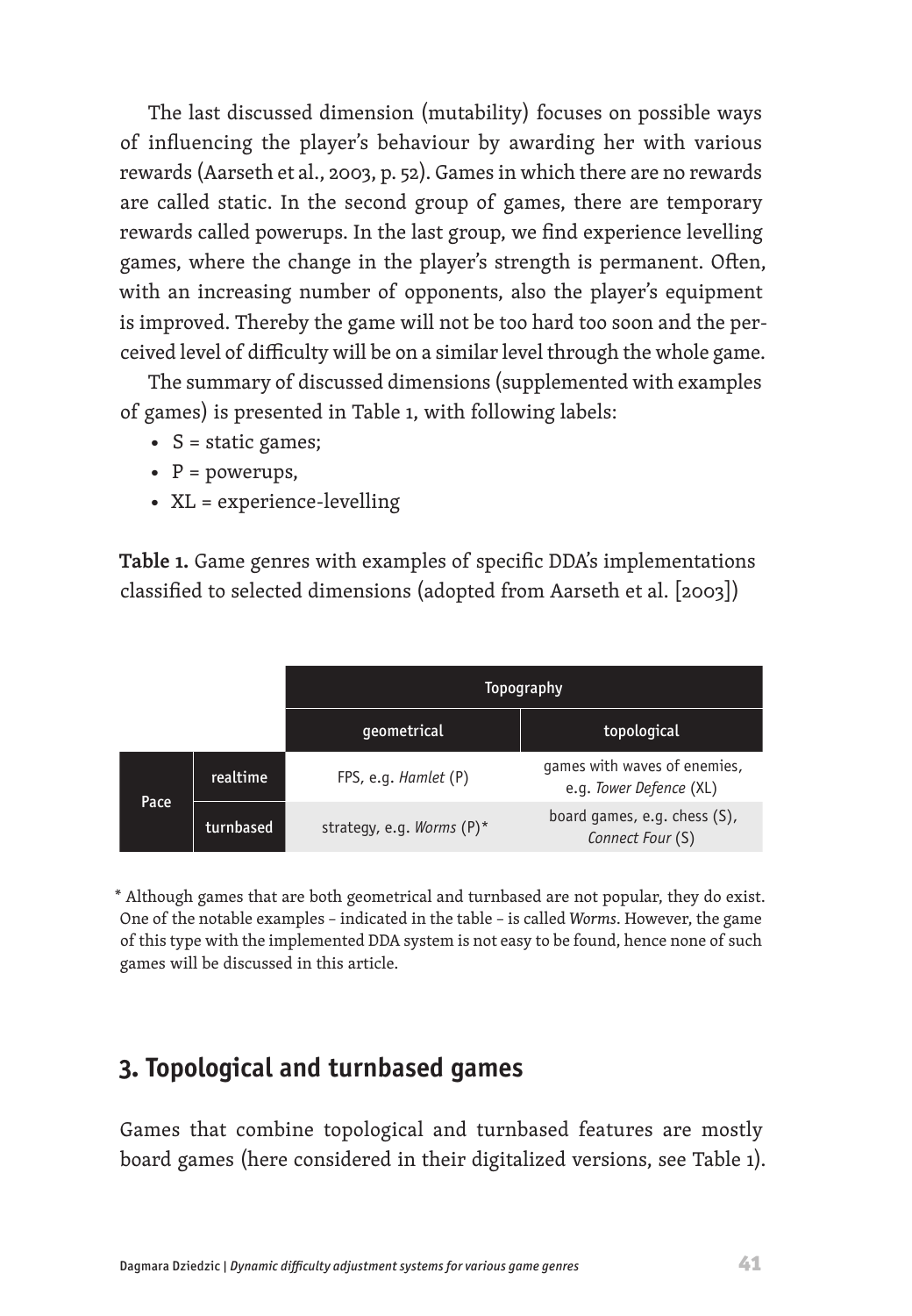The last discussed dimension (mutability) focuses on possible ways of influencing the player's behaviour by awarding her with various rewards (Aarseth et al., 2003, p. 52). Games in which there are no rewards are called static. In the second group of games, there are temporary rewards called powerups. In the last group, we find experience levelling games, where the change in the player's strength is permanent. Often, with an increasing number of opponents, also the player's equipment is improved. Thereby the game will not be too hard too soon and the perceived level of difficulty will be on a similar level through the whole game.

The summary of discussed dimensions (supplemented with examples of games) is presented in Table 1, with following labels:

- S = static games;
- P = powerups,
- XL = experience-levelling

**Table 1.** Game genres with examples of specific DDA's implementations classified to selected dimensions (adopted from Aarseth et al. [2003])

| | | Topography | |
|---|---|---|---|
| | | geometrical | topological |
| Pace | realtime | FPS, e.g. *Hamlet* (P) | games with waves of enemies, e.g. *Tower Defence* (XL) |
| | turnbased | strategy, e.g. *Worms* (P)* | board games, e.g. chess (S), *Connect Four* (S) |

\* Although games that are both geometrical and turnbased are not popular, they do exist. One of the notable examples – indicated in the table – is called *Worms*. However, the game of this type with the implemented DDA system is not easy to be found, hence none of such games will be discussed in this article.

## 3. Topological and turnbased games

Games that combine topological and turnbased features are mostly board games (here considered in their digitalized versions, see Table 1).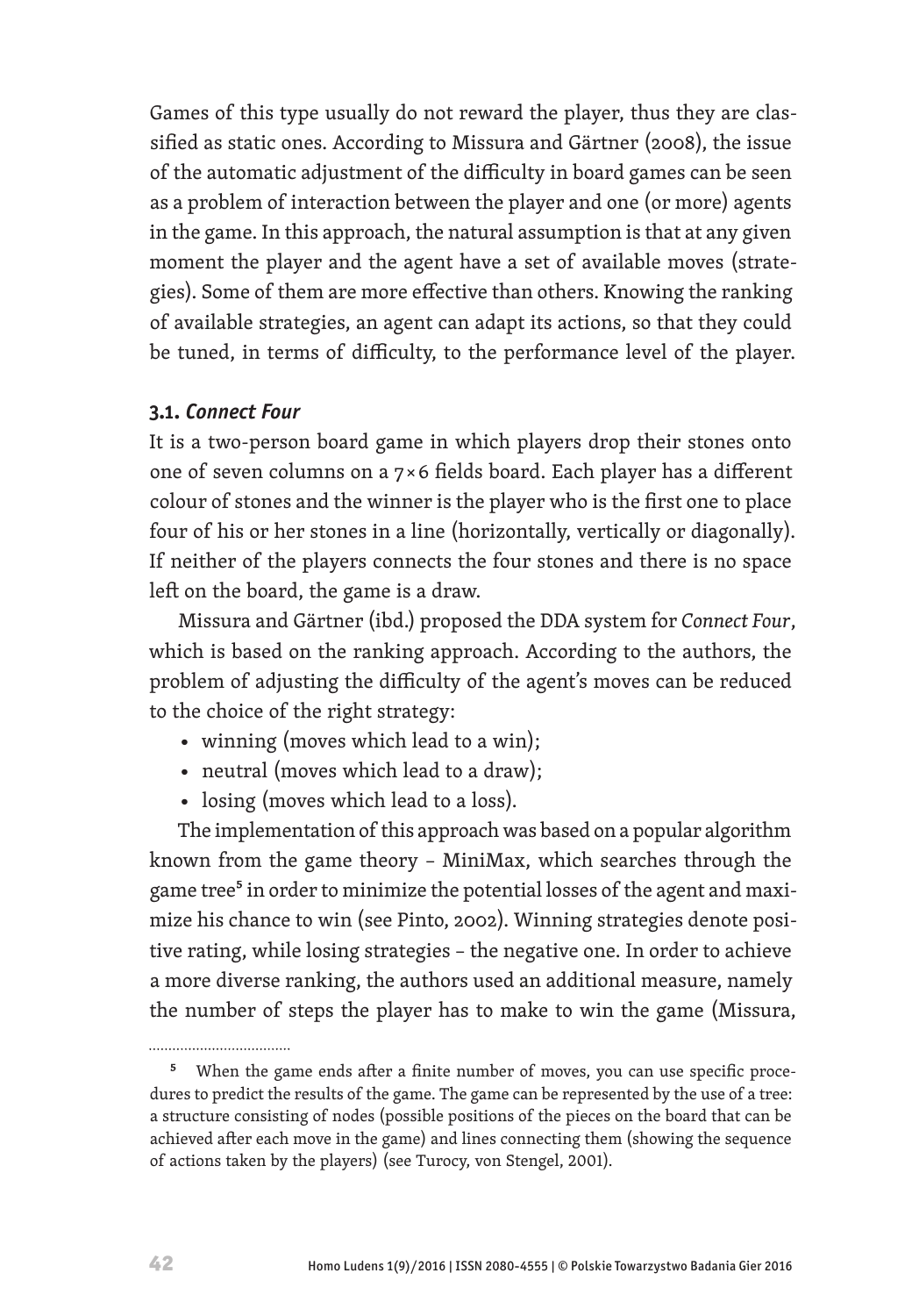Games of this type usually do not reward the player, thus they are classified as static ones. According to Missura and Gärtner (2008), the issue of the automatic adjustment of the difficulty in board games can be seen as a problem of interaction between the player and one (or more) agents in the game. In this approach, the natural assumption is that at any given moment the player and the agent have a set of available moves (strategies). Some of them are more effective than others. Knowing the ranking of available strategies, an agent can adapt its actions, so that they could be tuned, in terms of difficulty, to the performance level of the player.

### 3.1. *Connect Four*

It is a two-person board game in which players drop their stones onto one of seven columns on a 7×6 fields board. Each player has a different colour of stones and the winner is the player who is the first one to place four of his or her stones in a line (horizontally, vertically or diagonally). If neither of the players connects the four stones and there is no space left on the board, the game is a draw.

Missura and Gärtner (ibd.) proposed the DDA system for *Connect Four*, which is based on the ranking approach. According to the authors, the problem of adjusting the difficulty of the agent's moves can be reduced to the choice of the right strategy:

- winning (moves which lead to a win);
- neutral (moves which lead to a draw);
- losing (moves which lead to a loss).

The implementation of this approach was based on a popular algorithm known from the game theory – MiniMax, which searches through the game tree[5] in order to minimize the potential losses of the agent and maximize his chance to win (see Pinto, 2002). Winning strategies denote positive rating, while losing strategies – the negative one. In order to achieve a more diverse ranking, the authors used an additional measure, namely the number of steps the player has to make to win the game (Missura,

[5] When the game ends after a finite number of moves, you can use specific procedures to predict the results of the game. The game can be represented by the use of a tree: a structure consisting of nodes (possible positions of the pieces on the board that can be achieved after each move in the game) and lines connecting them (showing the sequence of actions taken by the players) (see Turocy, von Stengel, 2001).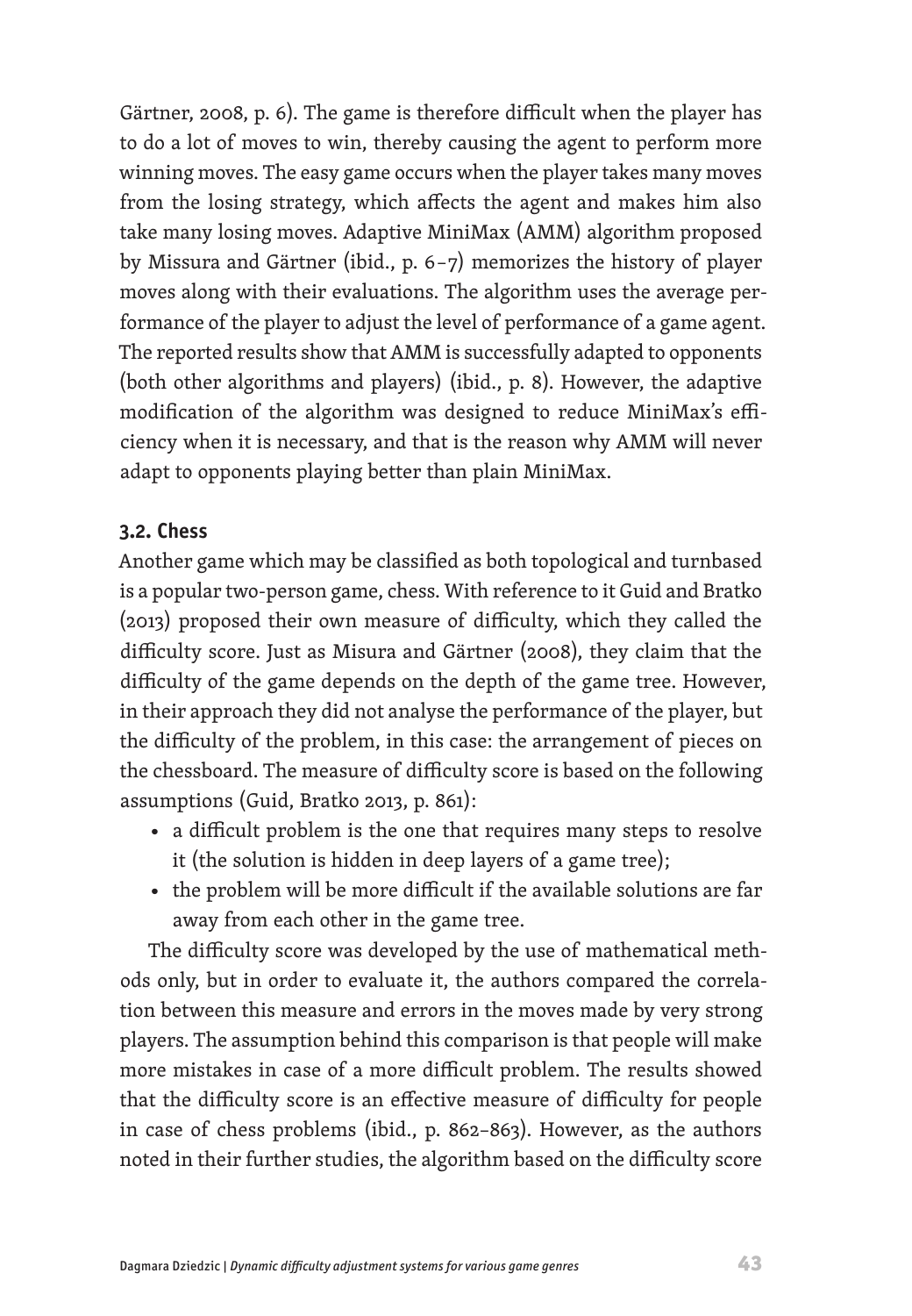Gärtner, 2008, p. 6). The game is therefore difficult when the player has to do a lot of moves to win, thereby causing the agent to perform more winning moves. The easy game occurs when the player takes many moves from the losing strategy, which affects the agent and makes him also take many losing moves. Adaptive MiniMax (AMM) algorithm proposed by Missura and Gärtner (ibid., p. 6–7) memorizes the history of player moves along with their evaluations. The algorithm uses the average performance of the player to adjust the level of performance of a game agent. The reported results show that AMM is successfully adapted to opponents (both other algorithms and players) (ibid., p. 8). However, the adaptive modification of the algorithm was designed to reduce MiniMax's efficiency when it is necessary, and that is the reason why AMM will never adapt to opponents playing better than plain MiniMax.

### 3.2. Chess

Another game which may be classified as both topological and turnbased is a popular two-person game, chess. With reference to it Guid and Bratko (2013) proposed their own measure of difficulty, which they called the difficulty score. Just as Misura and Gärtner (2008), they claim that the difficulty of the game depends on the depth of the game tree. However, in their approach they did not analyse the performance of the player, but the difficulty of the problem, in this case: the arrangement of pieces on the chessboard. The measure of difficulty score is based on the following assumptions (Guid, Bratko 2013, p. 861):

- a difficult problem is the one that requires many steps to resolve it (the solution is hidden in deep layers of a game tree);
- the problem will be more difficult if the available solutions are far away from each other in the game tree.

The difficulty score was developed by the use of mathematical methods only, but in order to evaluate it, the authors compared the correlation between this measure and errors in the moves made by very strong players. The assumption behind this comparison is that people will make more mistakes in case of a more difficult problem. The results showed that the difficulty score is an effective measure of difficulty for people in case of chess problems (ibid., p. 862–863). However, as the authors noted in their further studies, the algorithm based on the difficulty score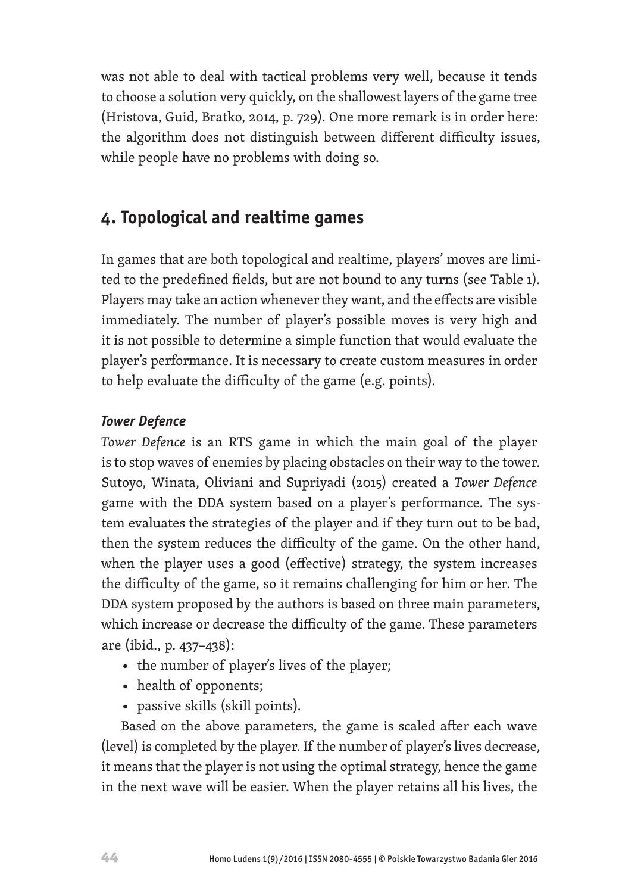was not able to deal with tactical problems very well, because it tends to choose a solution very quickly, on the shallowest layers of the game tree (Hristova, Guid, Bratko, 2014, p. 729). One more remark is in order here: the algorithm does not distinguish between different difficulty issues, while people have no problems with doing so.

## 4. Topological and realtime games

In games that are both topological and realtime, players' moves are limited to the predefined fields, but are not bound to any turns (see Table 1). Players may take an action whenever they want, and the effects are visible immediately. The number of player's possible moves is very high and it is not possible to determine a simple function that would evaluate the player's performance. It is necessary to create custom measures in order to help evaluate the difficulty of the game (e.g. points).

### *Tower Defence*

*Tower Defence* is an RTS game in which the main goal of the player is to stop waves of enemies by placing obstacles on their way to the tower. Sutoyo, Winata, Oliviani and Supriyadi (2015) created a *Tower Defence* game with the DDA system based on a player's performance. The system evaluates the strategies of the player and if they turn out to be bad, then the system reduces the difficulty of the game. On the other hand, when the player uses a good (effective) strategy, the system increases the difficulty of the game, so it remains challenging for him or her. The DDA system proposed by the authors is based on three main parameters, which increase or decrease the difficulty of the game. These parameters are (ibid., p. 437–438):

- the number of player's lives of the player;
- health of opponents;
- passive skills (skill points).

Based on the above parameters, the game is scaled after each wave (level) is completed by the player. If the number of player's lives decrease, it means that the player is not using the optimal strategy, hence the game in the next wave will be easier. When the player retains all his lives, the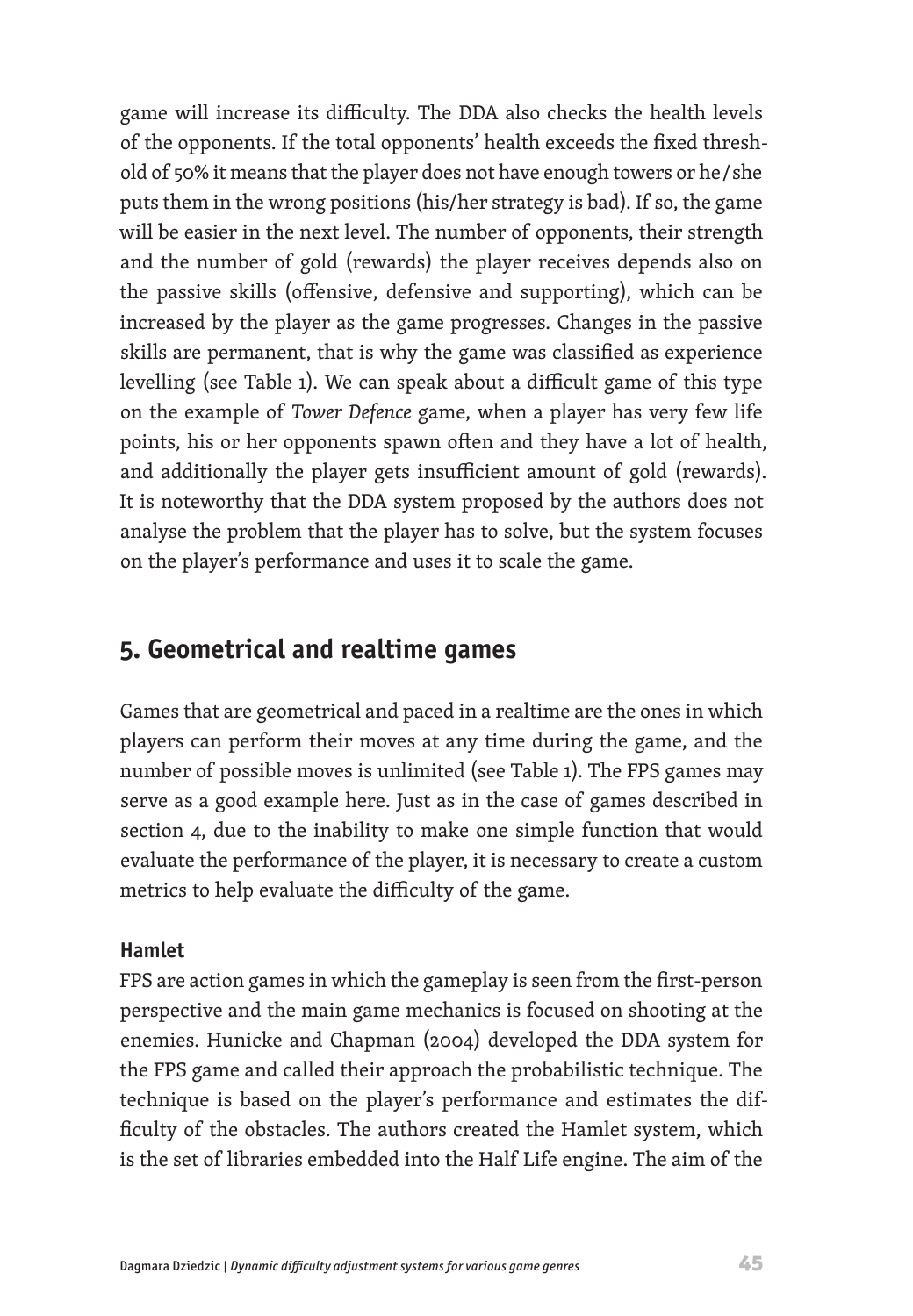game will increase its difficulty. The DDA also checks the health levels of the opponents. If the total opponents' health exceeds the fixed threshold of 50% it means that the player does not have enough towers or he/she puts them in the wrong positions (his/her strategy is bad). If so, the game will be easier in the next level. The number of opponents, their strength and the number of gold (rewards) the player receives depends also on the passive skills (offensive, defensive and supporting), which can be increased by the player as the game progresses. Changes in the passive skills are permanent, that is why the game was classified as experience levelling (see Table 1). We can speak about a difficult game of this type on the example of *Tower Defence* game, when a player has very few life points, his or her opponents spawn often and they have a lot of health, and additionally the player gets insufficient amount of gold (rewards). It is noteworthy that the DDA system proposed by the authors does not analyse the problem that the player has to solve, but the system focuses on the player's performance and uses it to scale the game.

## 5. Geometrical and realtime games

Games that are geometrical and paced in a realtime are the ones in which players can perform their moves at any time during the game, and the number of possible moves is unlimited (see Table 1). The FPS games may serve as a good example here. Just as in the case of games described in section 4, due to the inability to make one simple function that would evaluate the performance of the player, it is necessary to create a custom metrics to help evaluate the difficulty of the game.

### Hamlet

FPS are action games in which the gameplay is seen from the first-person perspective and the main game mechanics is focused on shooting at the enemies. Hunicke and Chapman (2004) developed the DDA system for the FPS game and called their approach the probabilistic technique. The technique is based on the player's performance and estimates the difficulty of the obstacles. The authors created the Hamlet system, which is the set of libraries embedded into the Half Life engine. The aim of the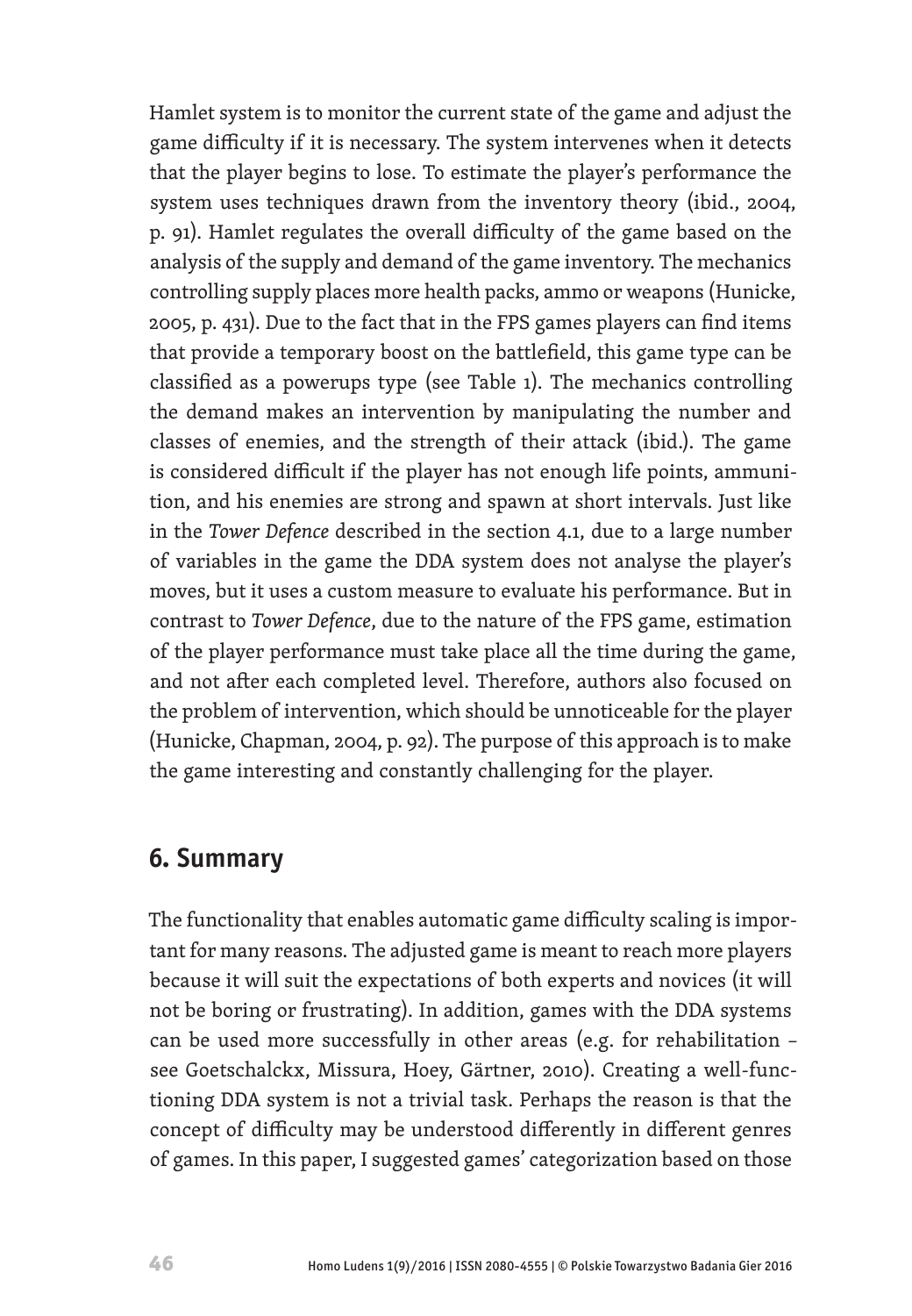Hamlet system is to monitor the current state of the game and adjust the game difficulty if it is necessary. The system intervenes when it detects that the player begins to lose. To estimate the player's performance the system uses techniques drawn from the inventory theory (ibid., 2004, p. 91). Hamlet regulates the overall difficulty of the game based on the analysis of the supply and demand of the game inventory. The mechanics controlling supply places more health packs, ammo or weapons (Hunicke, 2005, p. 431). Due to the fact that in the FPS games players can find items that provide a temporary boost on the battlefield, this game type can be classified as a powerups type (see Table 1). The mechanics controlling the demand makes an intervention by manipulating the number and classes of enemies, and the strength of their attack (ibid.). The game is considered difficult if the player has not enough life points, ammunition, and his enemies are strong and spawn at short intervals. Just like in the *Tower Defence* described in the section 4.1, due to a large number of variables in the game the DDA system does not analyse the player's moves, but it uses a custom measure to evaluate his performance. But in contrast to *Tower Defence*, due to the nature of the FPS game, estimation of the player performance must take place all the time during the game, and not after each completed level. Therefore, authors also focused on the problem of intervention, which should be unnoticeable for the player (Hunicke, Chapman, 2004, p. 92). The purpose of this approach is to make the game interesting and constantly challenging for the player.

## 6. Summary

The functionality that enables automatic game difficulty scaling is important for many reasons. The adjusted game is meant to reach more players because it will suit the expectations of both experts and novices (it will not be boring or frustrating). In addition, games with the DDA systems can be used more successfully in other areas (e.g. for rehabilitation – see Goetschalckx, Missura, Hoey, Gärtner, 2010). Creating a well-functioning DDA system is not a trivial task. Perhaps the reason is that the concept of difficulty may be understood differently in different genres of games. In this paper, I suggested games' categorization based on those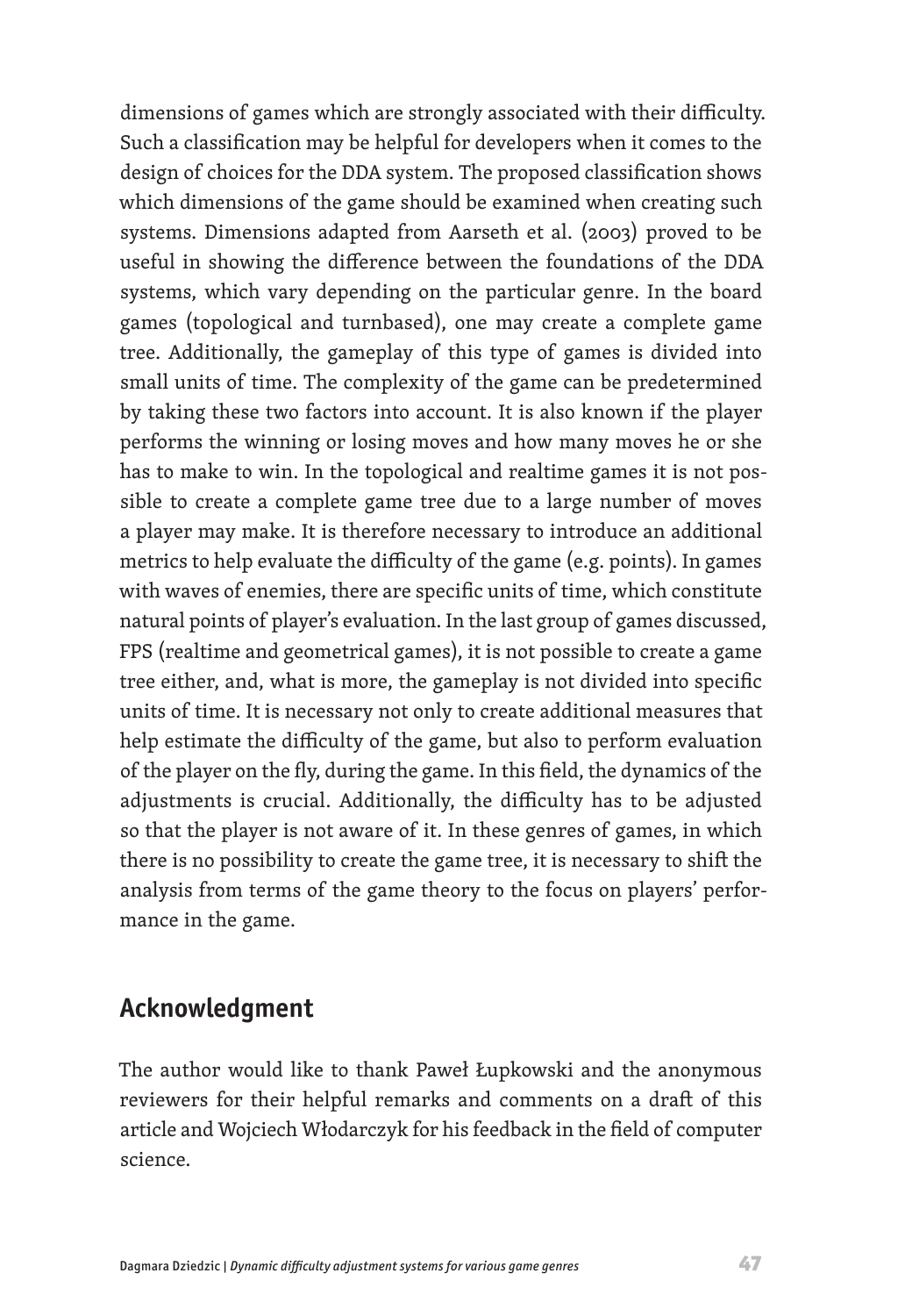dimensions of games which are strongly associated with their difficulty. Such a classification may be helpful for developers when it comes to the design of choices for the DDA system. The proposed classification shows which dimensions of the game should be examined when creating such systems. Dimensions adapted from Aarseth et al. (2003) proved to be useful in showing the difference between the foundations of the DDA systems, which vary depending on the particular genre. In the board games (topological and turnbased), one may create a complete game tree. Additionally, the gameplay of this type of games is divided into small units of time. The complexity of the game can be predetermined by taking these two factors into account. It is also known if the player performs the winning or losing moves and how many moves he or she has to make to win. In the topological and realtime games it is not possible to create a complete game tree due to a large number of moves a player may make. It is therefore necessary to introduce an additional metrics to help evaluate the difficulty of the game (e.g. points). In games with waves of enemies, there are specific units of time, which constitute natural points of player's evaluation. In the last group of games discussed, FPS (realtime and geometrical games), it is not possible to create a game tree either, and, what is more, the gameplay is not divided into specific units of time. It is necessary not only to create additional measures that help estimate the difficulty of the game, but also to perform evaluation of the player on the fly, during the game. In this field, the dynamics of the adjustments is crucial. Additionally, the difficulty has to be adjusted so that the player is not aware of it. In these genres of games, in which there is no possibility to create the game tree, it is necessary to shift the analysis from terms of the game theory to the focus on players' performance in the game.

## Acknowledgment

The author would like to thank Paweł Łupkowski and the anonymous reviewers for their helpful remarks and comments on a draft of this article and Wojciech Włodarczyk for his feedback in the field of computer science.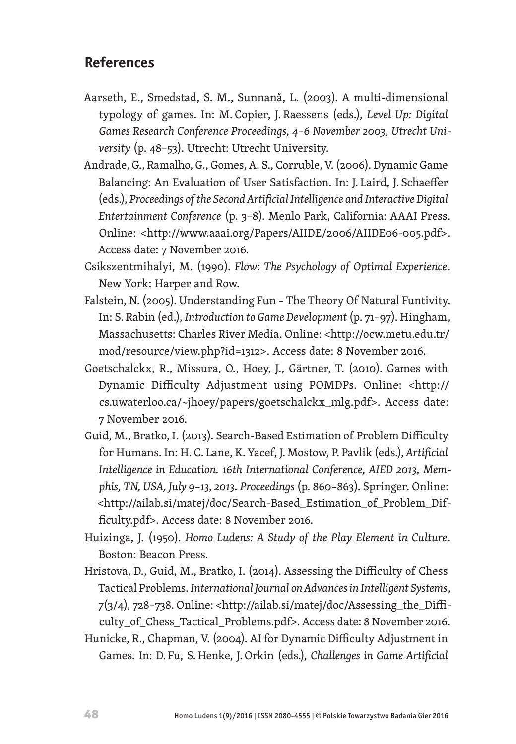## References

Aarseth, E., Smedstad, S. M., Sunnanå, L. (2003). A multi-dimensional typology of games. In: M. Copier, J. Raessens (eds.), *Level Up: Digital Games Research Conference Proceedings, 4–6 November 2003, Utrecht University* (p. 48–53). Utrecht: Utrecht University.

Andrade, G., Ramalho, G., Gomes, A. S., Corruble, V. (2006). Dynamic Game Balancing: An Evaluation of User Satisfaction. In: J. Laird, J. Schaeffer (eds.), *Proceedings of the Second Artificial Intelligence and Interactive Digital Entertainment Conference* (p. 3–8). Menlo Park, California: AAAI Press. Online: <http://www.aaai.org/Papers/AIIDE/2006/AIIDE06-005.pdf>. Access date: 7 November 2016.

Csikszentmihalyi, M. (1990). *Flow: The Psychology of Optimal Experience*. New York: Harper and Row.

Falstein, N. (2005). Understanding Fun – The Theory Of Natural Funtivity. In: S. Rabin (ed.), *Introduction to Game Development* (p. 71–97). Hingham, Massachusetts: Charles River Media. Online: <http://ocw.metu.edu.tr/mod/resource/view.php?id=1312>. Access date: 8 November 2016.

Goetschalckx, R., Missura, O., Hoey, J., Gärtner, T. (2010). Games with Dynamic Difficulty Adjustment using POMDPs. Online: <http://cs.uwaterloo.ca/~jhoey/papers/goetschalckx_mlg.pdf>. Access date: 7 November 2016.

Guid, M., Bratko, I. (2013). Search-Based Estimation of Problem Difficulty for Humans. In: H. C. Lane, K. Yacef, J. Mostow, P. Pavlik (eds.), *Artificial Intelligence in Education. 16th International Conference, AIED 2013, Memphis, TN, USA, July 9–13, 2013. Proceedings* (p. 860–863). Springer. Online: <http://ailab.si/matej/doc/Search-Based_Estimation_of_Problem_Difficulty.pdf>. Access date: 8 November 2016.

Huizinga, J. (1950). *Homo Ludens: A Study of the Play Element in Culture*. Boston: Beacon Press.

Hristova, D., Guid, M., Bratko, I. (2014). Assessing the Difficulty of Chess Tactical Problems. *International Journal on Advances in Intelligent Systems*, 7(3/4), 728–738. Online: <http://ailab.si/matej/doc/Assessing_the_Difficulty_of_Chess_Tactical_Problems.pdf>. Access date: 8 November 2016.

Hunicke, R., Chapman, V. (2004). AI for Dynamic Difficulty Adjustment in Games. In: D. Fu, S. Henke, J. Orkin (eds.), *Challenges in Game Artificial*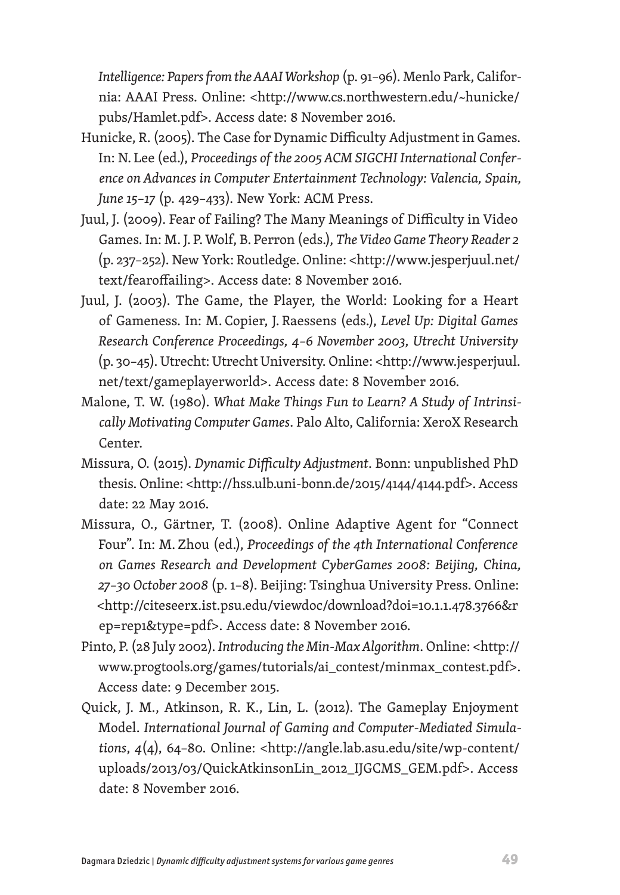*Intelligence: Papers from the AAAI Workshop* (p. 91–96). Menlo Park, California: AAAI Press. Online: <http://www.cs.northwestern.edu/~hunicke/pubs/Hamlet.pdf>. Access date: 8 November 2016.

Hunicke, R. (2005). The Case for Dynamic Difficulty Adjustment in Games. In: N. Lee (ed.), *Proceedings of the 2005 ACM SIGCHI International Conference on Advances in Computer Entertainment Technology: Valencia, Spain, June 15–17* (p. 429–433). New York: ACM Press.

Juul, J. (2009). Fear of Failing? The Many Meanings of Difficulty in Video Games. In: M. J. P. Wolf, B. Perron (eds.), *The Video Game Theory Reader 2* (p. 237–252). New York: Routledge. Online: <http://www.jesperjuul.net/text/fearoffailing>. Access date: 8 November 2016.

Juul, J. (2003). The Game, the Player, the World: Looking for a Heart of Gameness. In: M. Copier, J. Raessens (eds.), *Level Up: Digital Games Research Conference Proceedings, 4–6 November 2003, Utrecht University* (p. 30–45). Utrecht: Utrecht University. Online: <http://www.jesperjuul.net/text/gameplayerworld>. Access date: 8 November 2016.

Malone, T. W. (1980). *What Make Things Fun to Learn? A Study of Intrinsically Motivating Computer Games*. Palo Alto, California: XeroX Research Center.

Missura, O. (2015). *Dynamic Difficulty Adjustment*. Bonn: unpublished PhD thesis. Online: <http://hss.ulb.uni-bonn.de/2015/4144/4144.pdf>. Access date: 22 May 2016.

Missura, O., Gärtner, T. (2008). Online Adaptive Agent for "Connect Four". In: M. Zhou (ed.), *Proceedings of the 4th International Conference on Games Research and Development CyberGames 2008: Beijing, China, 27–30 October 2008* (p. 1–8). Beijing: Tsinghua University Press. Online: <http://citeseerx.ist.psu.edu/viewdoc/download?doi=10.1.1.478.3766&rep=rep1&type=pdf>. Access date: 8 November 2016.

Pinto, P. (28 July 2002). *Introducing the Min-Max Algorithm*. Online: <http://www.progtools.org/games/tutorials/ai_contest/minmax_contest.pdf>. Access date: 9 December 2015.

Quick, J. M., Atkinson, R. K., Lin, L. (2012). The Gameplay Enjoyment Model. *International Journal of Gaming and Computer-Mediated Simulations*, *4*(4), 64–80. Online: <http://angle.lab.asu.edu/site/wp-content/uploads/2013/03/QuickAtkinsonLin_2012_IJGCMS_GEM.pdf>. Access date: 8 November 2016.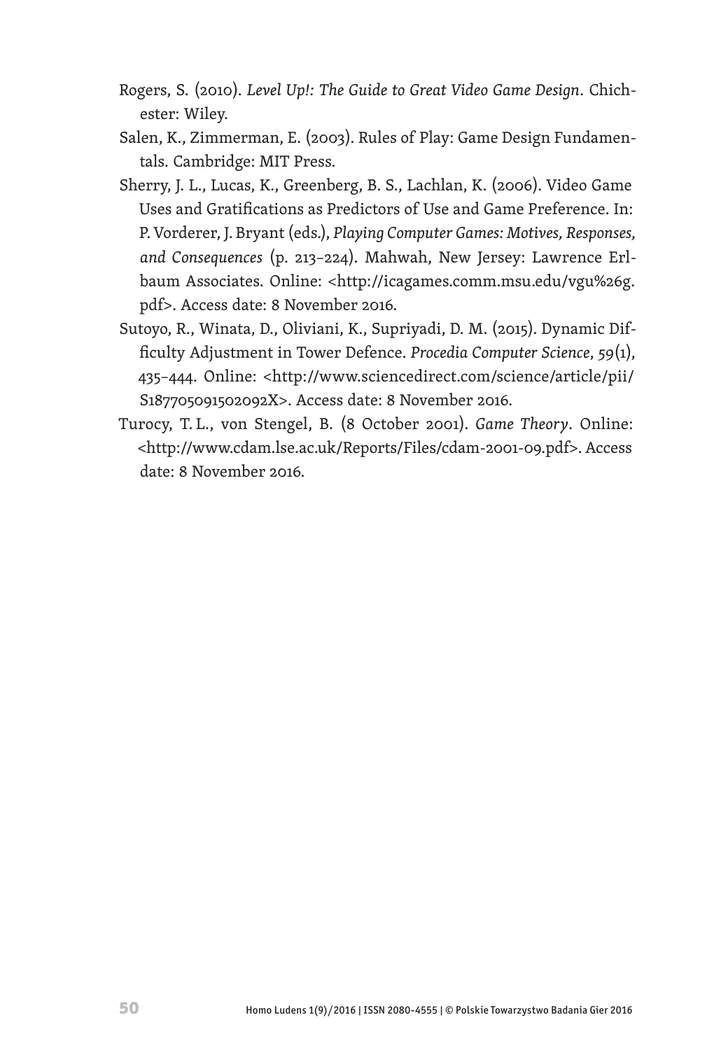Rogers, S. (2010). *Level Up!: The Guide to Great Video Game Design*. Chichester: Wiley.

Salen, K., Zimmerman, E. (2003). Rules of Play: Game Design Fundamentals. Cambridge: MIT Press.

Sherry, J. L., Lucas, K., Greenberg, B. S., Lachlan, K. (2006). Video Game Uses and Gratifications as Predictors of Use and Game Preference. In: P. Vorderer, J. Bryant (eds.), *Playing Computer Games: Motives, Responses, and Consequences* (p. 213–224). Mahwah, New Jersey: Lawrence Erlbaum Associates. Online: <http://icagames.comm.msu.edu/vgu%26g.pdf>. Access date: 8 November 2016.

Sutoyo, R., Winata, D., Oliviani, K., Supriyadi, D. M. (2015). Dynamic Difficulty Adjustment in Tower Defence. *Procedia Computer Science*, *59*(1), 435–444. Online: <http://www.sciencedirect.com/science/article/pii/S187705091502092X>. Access date: 8 November 2016.

Turocy, T. L., von Stengel, B. (8 October 2001). *Game Theory*. Online: <http://www.cdam.lse.ac.uk/Reports/Files/cdam-2001-09.pdf>. Access date: 8 November 2016.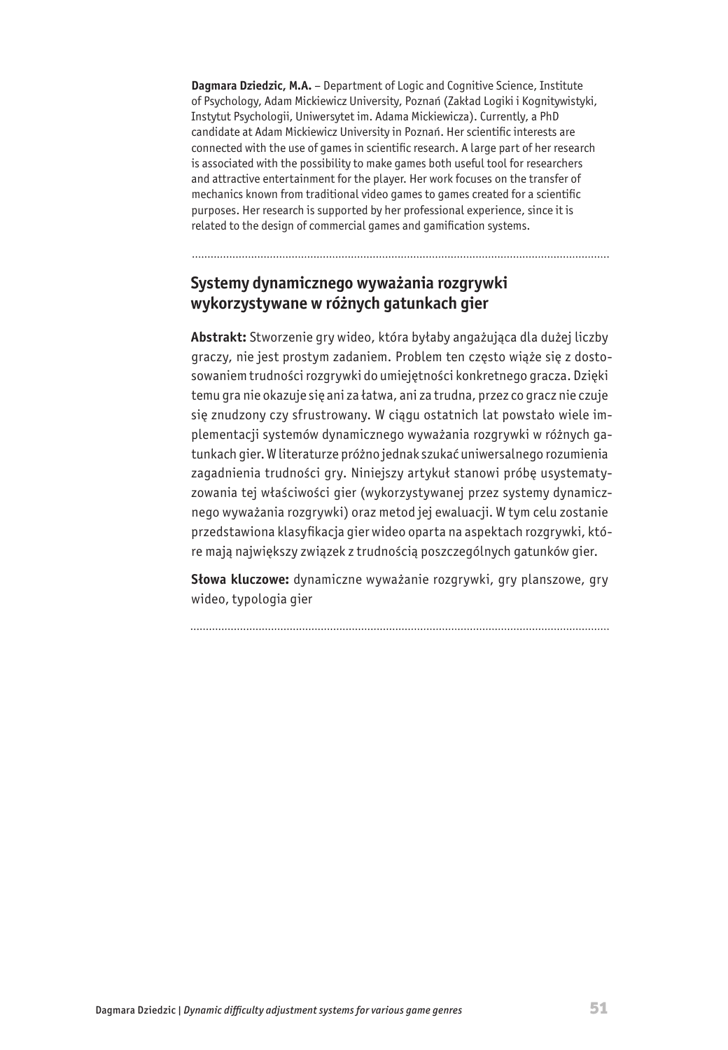**Dagmara Dziedzic, M.A.** – Department of Logic and Cognitive Science, Institute of Psychology, Adam Mickiewicz University, Poznań (Zakład Logiki i Kognitywistyki, Instytut Psychologii, Uniwersytet im. Adama Mickiewicza). Currently, a PhD candidate at Adam Mickiewicz University in Poznań. Her scientific interests are connected with the use of games in scientific research. A large part of her research is associated with the possibility to make games both useful tool for researchers and attractive entertainment for the player. Her work focuses on the transfer of mechanics known from traditional video games to games created for a scientific purposes. Her research is supported by her professional experience, since it is related to the design of commercial games and gamification systems.

---

## Systemy dynamicznego wyważania rozgrywki wykorzystywane w różnych gatunkach gier

**Abstrakt:** Stworzenie gry wideo, która byłaby angażująca dla dużej liczby graczy, nie jest prostym zadaniem. Problem ten często wiąże się z dostosowaniem trudności rozgrywki do umiejętności konkretnego gracza. Dzięki temu gra nie okazuje się ani za łatwa, ani za trudna, przez co gracz nie czuje się znudzony czy sfrustrowany. W ciągu ostatnich lat powstało wiele implementacji systemów dynamicznego wyważania rozgrywki w różnych gatunkach gier. W literaturze próżno jednak szukać uniwersalnego rozumienia zagadnienia trudności gry. Niniejszy artykuł stanowi próbę usystematyzowania tej właściwości gier (wykorzystywanej przez systemy dynamicznego wyważania rozgrywki) oraz metod jej ewaluacji. W tym celu zostanie przedstawiona klasyfikacja gier wideo oparta na aspektach rozgrywki, które mają największy związek z trudnością poszczególnych gatunków gier.

**Słowa kluczowe:** dynamiczne wyważanie rozgrywki, gry planszowe, gry wideo, typologia gier

---